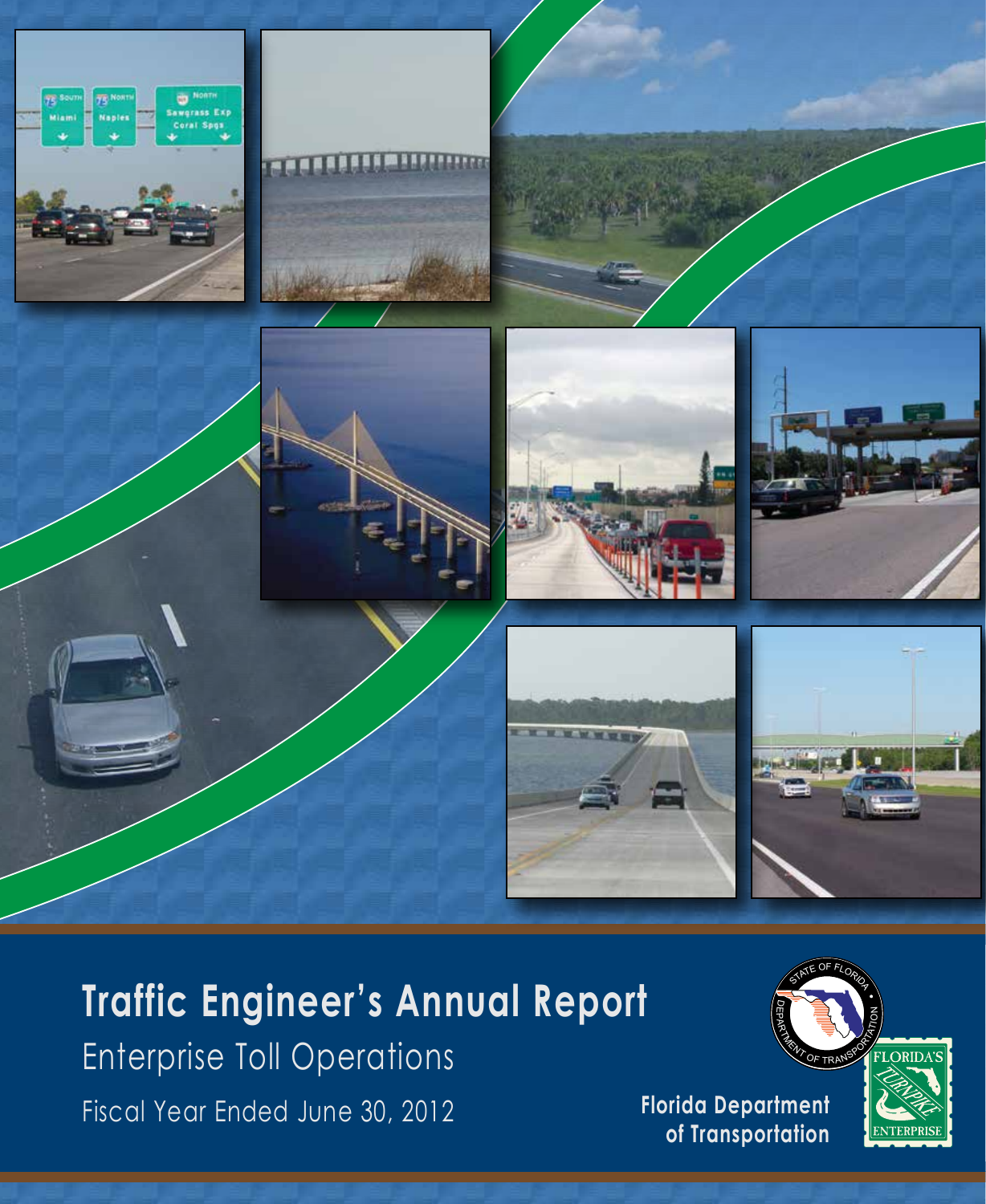# Traffic Engineer's Annual Report

## Enterprise Toll Operations

Fiscal Year Ended June 30, 2012

**Florida Department of Transportation**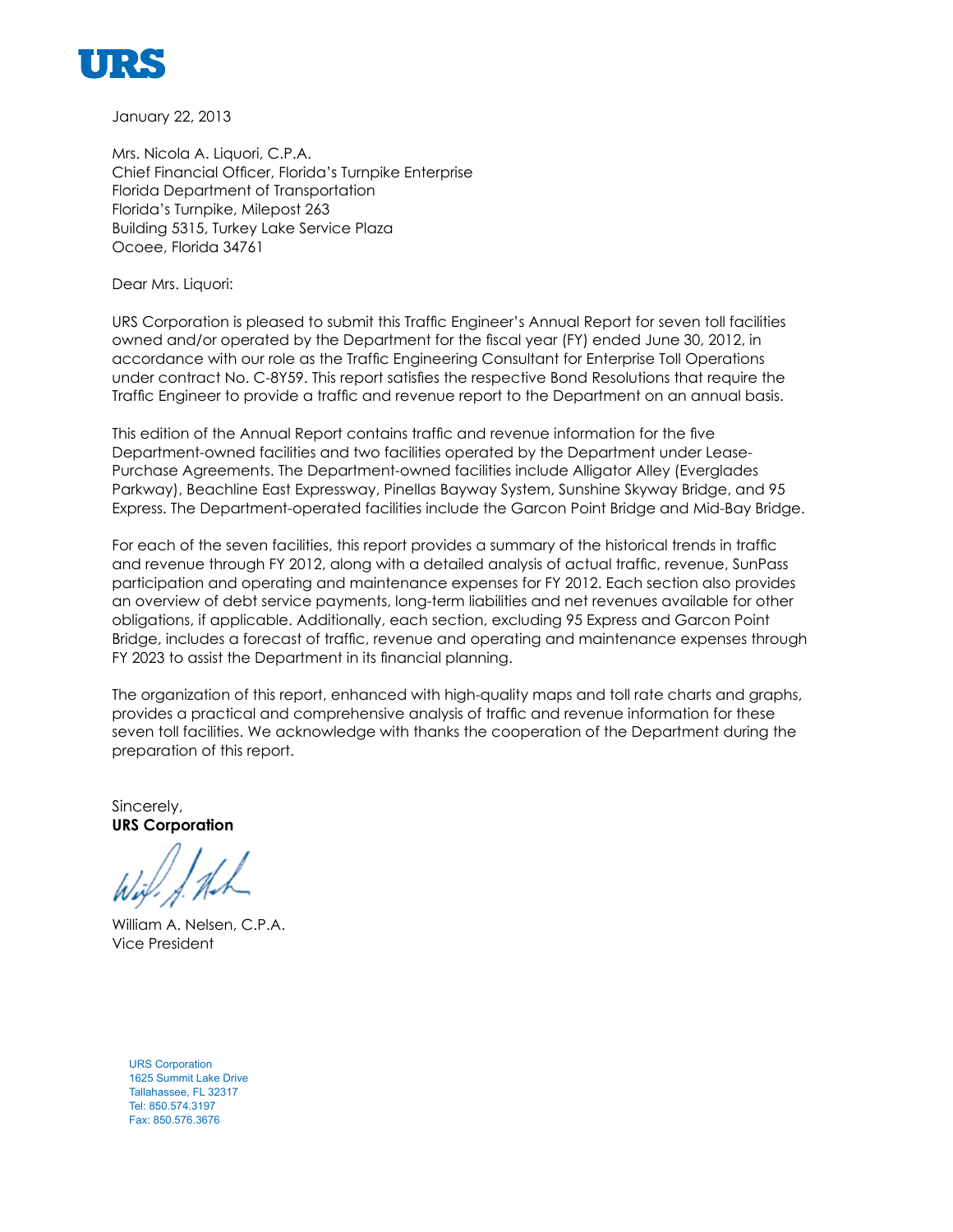URS

January 22, 2013

Mrs. Nicola A. Liquori, C.P.A.
Chief Financial Officer, Florida's Turnpike Enterprise
Florida Department of Transportation
Florida's Turnpike, Milepost 263
Building 5315, Turkey Lake Service Plaza
Ocoee, Florida 34761

Dear Mrs. Liquori:

URS Corporation is pleased to submit this Traffic Engineer's Annual Report for seven toll facilities owned and/or operated by the Department for the fiscal year (FY) ended June 30, 2012, in accordance with our role as the Traffic Engineering Consultant for Enterprise Toll Operations under contract No. C-8Y59. This report satisfies the respective Bond Resolutions that require the Traffic Engineer to provide a traffic and revenue report to the Department on an annual basis.

This edition of the Annual Report contains traffic and revenue information for the five Department-owned facilities and two facilities operated by the Department under Lease-Purchase Agreements. The Department-owned facilities include Alligator Alley (Everglades Parkway), Beachline East Expressway, Pinellas Bayway System, Sunshine Skyway Bridge, and 95 Express. The Department-operated facilities include the Garcon Point Bridge and Mid-Bay Bridge.

For each of the seven facilities, this report provides a summary of the historical trends in traffic and revenue through FY 2012, along with a detailed analysis of actual traffic, revenue, SunPass participation and operating and maintenance expenses for FY 2012. Each section also provides an overview of debt service payments, long-term liabilities and net revenues available for other obligations, if applicable. Additionally, each section, excluding 95 Express and Garcon Point Bridge, includes a forecast of traffic, revenue and operating and maintenance expenses through FY 2023 to assist the Department in its financial planning.

The organization of this report, enhanced with high-quality maps and toll rate charts and graphs, provides a practical and comprehensive analysis of traffic and revenue information for these seven toll facilities. We acknowledge with thanks the cooperation of the Department during the preparation of this report.

Sincerely,
**URS Corporation**

William A. Nelsen, C.P.A.
Vice President

URS Corporation
1625 Summit Lake Drive
Tallahassee, FL 32317
Tel: 850.574.3197
Fax: 850.576.3676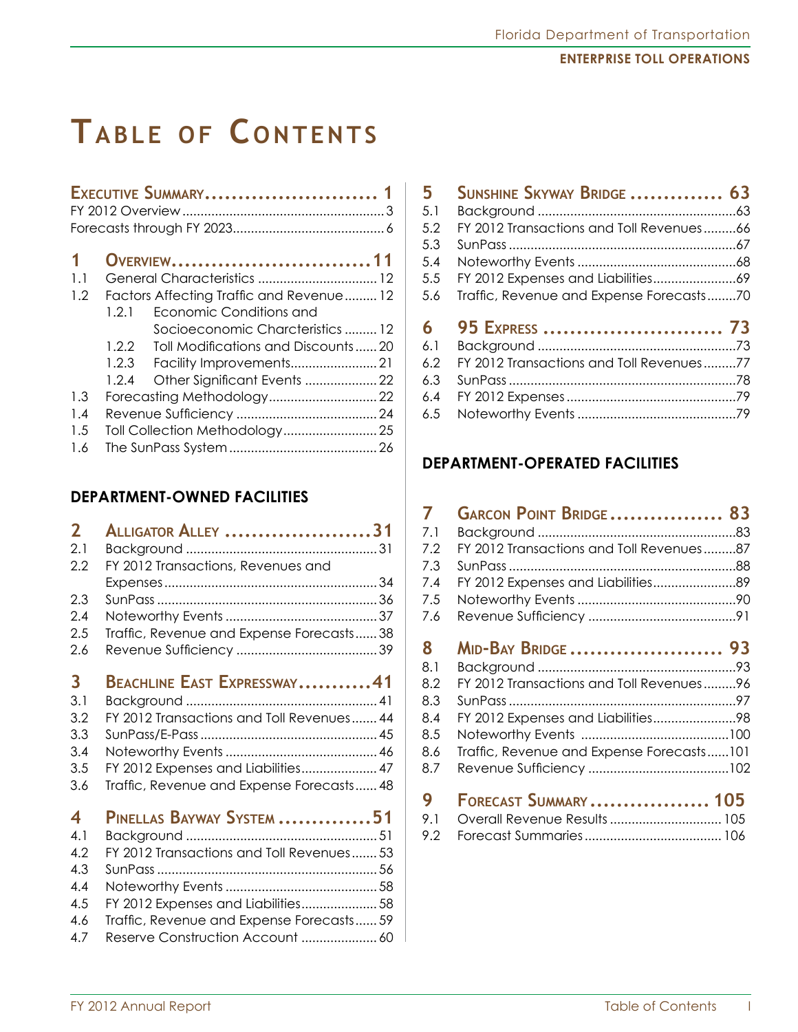# Table of Contents

**Executive Summary** .......... 1
- FY 2012 Overview .......... 3
- Forecasts through FY 2023 .......... 6

**1 Overview** .......... 11
- 1.1 General Characteristics .......... 12
- 1.2 Factors Affecting Traffic and Revenue .......... 12
  - 1.2.1 Economic Conditions and Socioeconomic Charcteristics .......... 12
  - 1.2.2 Toll Modifications and Discounts .......... 20
  - 1.2.3 Facility Improvements .......... 21
  - 1.2.4 Other Significant Events .......... 22
- 1.3 Forecasting Methodology .......... 22
- 1.4 Revenue Sufficiency .......... 24
- 1.5 Toll Collection Methodology .......... 25
- 1.6 The SunPass System .......... 26

## Department-Owned Facilities

**2 Alligator Alley** .......... 31
- 2.1 Background .......... 31
- 2.2 FY 2012 Transactions, Revenues and Expenses .......... 34
- 2.3 SunPass .......... 36
- 2.4 Noteworthy Events .......... 37
- 2.5 Traffic, Revenue and Expense Forecasts .......... 38
- 2.6 Revenue Sufficiency .......... 39

**3 Beachline East Expressway** .......... 41
- 3.1 Background .......... 41
- 3.2 FY 2012 Transactions and Toll Revenues .......... 44
- 3.3 SunPass/E-Pass .......... 45
- 3.4 Noteworthy Events .......... 46
- 3.5 FY 2012 Expenses and Liabilities .......... 47
- 3.6 Traffic, Revenue and Expense Forecasts .......... 48

**4 Pinellas Bayway System** .......... 51
- 4.1 Background .......... 51
- 4.2 FY 2012 Transactions and Toll Revenues .......... 53
- 4.3 SunPass .......... 56
- 4.4 Noteworthy Events .......... 58
- 4.5 FY 2012 Expenses and Liabilities .......... 58
- 4.6 Traffic, Revenue and Expense Forecasts .......... 59
- 4.7 Reserve Construction Account .......... 60

**5 Sunshine Skyway Bridge** .......... 63
- 5.1 Background .......... 63
- 5.2 FY 2012 Transactions and Toll Revenues .......... 66
- 5.3 SunPass .......... 67
- 5.4 Noteworthy Events .......... 68
- 5.5 FY 2012 Expenses and Liabilities .......... 69
- 5.6 Traffic, Revenue and Expense Forecasts .......... 70

**6 95 Express** .......... 73
- 6.1 Background .......... 73
- 6.2 FY 2012 Transactions and Toll Revenues .......... 77
- 6.3 SunPass .......... 78
- 6.4 FY 2012 Expenses .......... 79
- 6.5 Noteworthy Events .......... 79

## Department-Operated Facilities

**7 Garcon Point Bridge** .......... 83
- 7.1 Background .......... 83
- 7.2 FY 2012 Transactions and Toll Revenues .......... 87
- 7.3 SunPass .......... 88
- 7.4 FY 2012 Expenses and Liabilities .......... 89
- 7.5 Noteworthy Events .......... 90
- 7.6 Revenue Sufficiency .......... 91

**8 Mid-Bay Bridge** .......... 93
- 8.1 Background .......... 93
- 8.2 FY 2012 Transactions and Toll Revenues .......... 96
- 8.3 SunPass .......... 97
- 8.4 FY 2012 Expenses and Liabilities .......... 98
- 8.5 Noteworthy Events .......... 100
- 8.6 Traffic, Revenue and Expense Forecasts .......... 101
- 8.7 Revenue Sufficiency .......... 102

**9 Forecast Summary** .......... 105
- 9.1 Overall Revenue Results .......... 105
- 9.2 Forecast Summaries .......... 106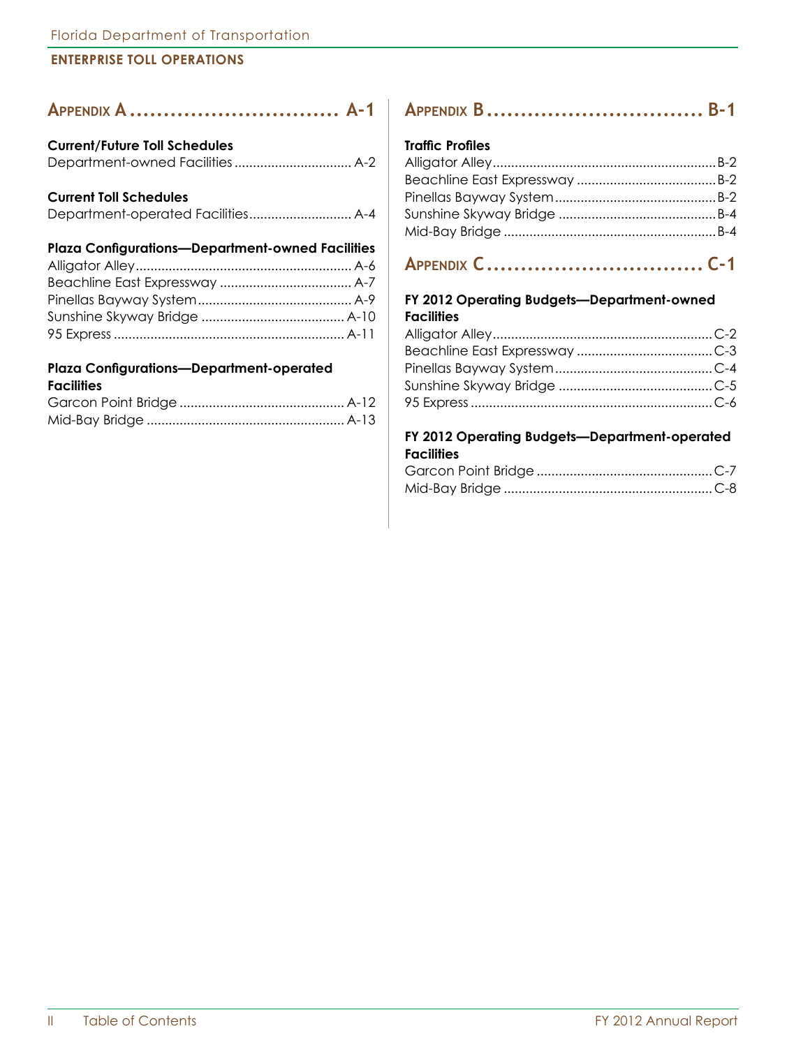## Appendix A ................................ A-1

**Current/Future Toll Schedules**

Department-owned Facilities ................................ A-2

**Current Toll Schedules**

Department-operated Facilities ............................ A-4

**Plaza Configurations—Department-owned Facilities**

Alligator Alley ........................................................... A-6
Beachline East Expressway .................................... A-7
Pinellas Bayway System .......................................... A-9
Sunshine Skyway Bridge ....................................... A-10
95 Express .............................................................. A-11

**Plaza Configurations—Department-operated Facilities**

Garcon Point Bridge ............................................. A-12
Mid-Bay Bridge ...................................................... A-13

## Appendix B ................................ B-1

**Traffic Profiles**

Alligator Alley ............................................................ B-2
Beachline East Expressway ...................................... B-2
Pinellas Bayway System ............................................ B-2
Sunshine Skyway Bridge ........................................... B-4
Mid-Bay Bridge .......................................................... B-4

## Appendix C ................................ C-1

**FY 2012 Operating Budgets—Department-owned Facilities**

Alligator Alley ........................................................... C-2
Beachline East Expressway ..................................... C-3
Pinellas Bayway System ........................................... C-4
Sunshine Skyway Bridge .......................................... C-5
95 Express ................................................................. C-6

**FY 2012 Operating Budgets—Department-operated Facilities**

Garcon Point Bridge ................................................ C-7
Mid-Bay Bridge ........................................................ C-8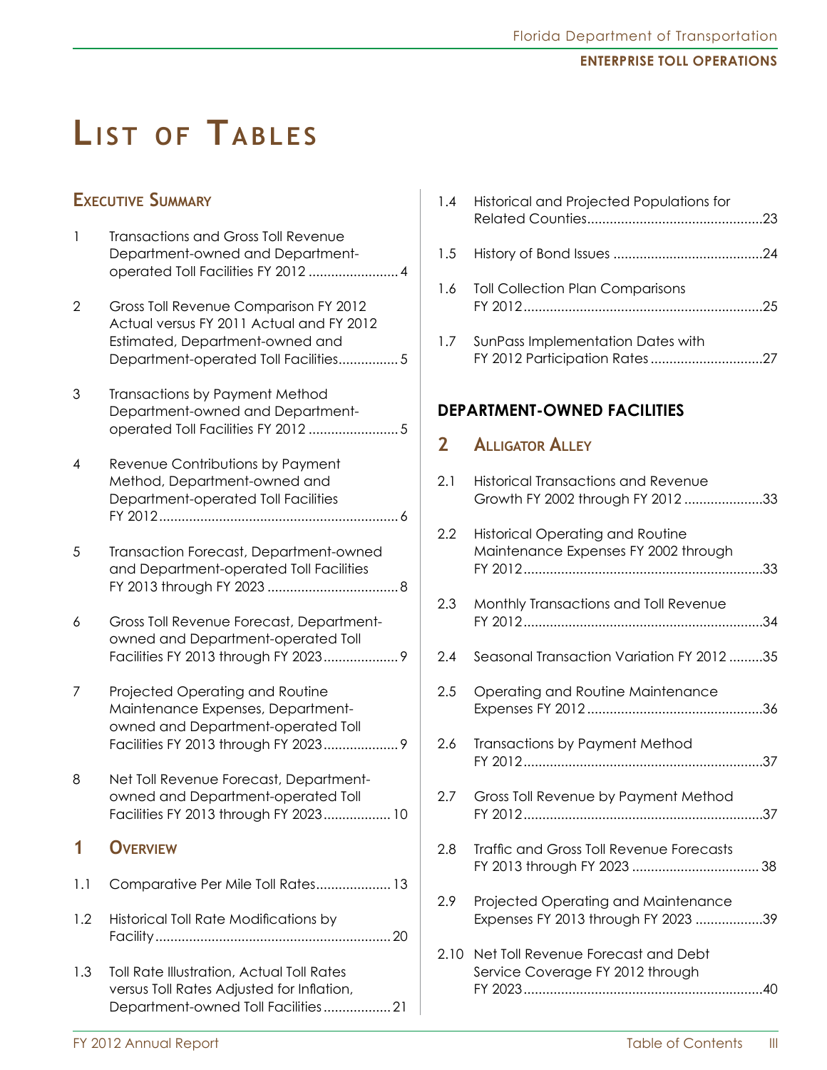# List of Tables

## Executive Summary

1 Transactions and Gross Toll Revenue Department-owned and Department-operated Toll Facilities FY 2012 ........................ 4

2 Gross Toll Revenue Comparison FY 2012 Actual versus FY 2011 Actual and FY 2012 Estimated, Department-owned and Department-operated Toll Facilities................ 5

3 Transactions by Payment Method Department-owned and Department-operated Toll Facilities FY 2012 ........................ 5

4 Revenue Contributions by Payment Method, Department-owned and Department-operated Toll Facilities FY 2012................................................................ 6

5 Transaction Forecast, Department-owned and Department-operated Toll Facilities FY 2013 through FY 2023 ................................... 8

6 Gross Toll Revenue Forecast, Department-owned and Department-operated Toll Facilities FY 2013 through FY 2023.................... 9

7 Projected Operating and Routine Maintenance Expenses, Department-owned and Department-operated Toll Facilities FY 2013 through FY 2023.................... 9

8 Net Toll Revenue Forecast, Department-owned and Department-operated Toll Facilities FY 2013 through FY 2023.................. 10

## 1 Overview

1.1 Comparative Per Mile Toll Rates.................... 13

1.2 Historical Toll Rate Modifications by Facility............................................................... 20

1.3 Toll Rate Illustration, Actual Toll Rates versus Toll Rates Adjusted for Inflation, Department-owned Toll Facilities.................. 21

1.4 Historical and Projected Populations for Related Counties...............................................23

1.5 History of Bond Issues ........................................24

1.6 Toll Collection Plan Comparisons FY 2012................................................................25

1.7 SunPass Implementation Dates with FY 2012 Participation Rates ..............................27

## DEPARTMENT-OWNED FACILITIES

## 2 Alligator Alley

2.1 Historical Transactions and Revenue Growth FY 2002 through FY 2012 .....................33

2.2 Historical Operating and Routine Maintenance Expenses FY 2002 through FY 2012................................................................33

2.3 Monthly Transactions and Toll Revenue FY 2012................................................................34

2.4 Seasonal Transaction Variation FY 2012 .........35

2.5 Operating and Routine Maintenance Expenses FY 2012...............................................36

2.6 Transactions by Payment Method FY 2012................................................................37

2.7 Gross Toll Revenue by Payment Method FY 2012................................................................37

2.8 Traffic and Gross Toll Revenue Forecasts FY 2013 through FY 2023 .................................. 38

2.9 Projected Operating and Maintenance Expenses FY 2013 through FY 2023 ..................39

2.10 Net Toll Revenue Forecast and Debt Service Coverage FY 2012 through FY 2023................................................................40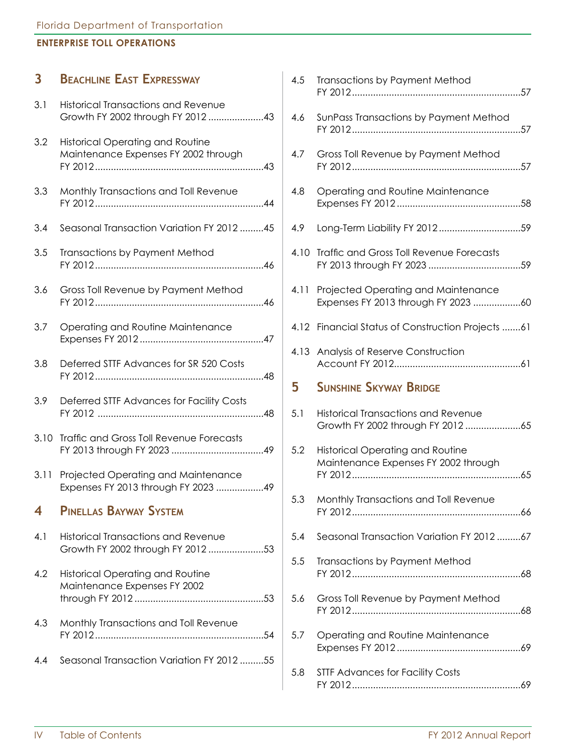## 3 Beachline East Expressway

3.1 Historical Transactions and Revenue Growth FY 2002 through FY 2012 .....................43

3.2 Historical Operating and Routine Maintenance Expenses FY 2002 through FY 2012 ................................................................43

3.3 Monthly Transactions and Toll Revenue FY 2012 ................................................................44

3.4 Seasonal Transaction Variation FY 2012 .........45

3.5 Transactions by Payment Method FY 2012 ................................................................46

3.6 Gross Toll Revenue by Payment Method FY 2012 ................................................................46

3.7 Operating and Routine Maintenance Expenses FY 2012 ...............................................47

3.8 Deferred STTF Advances for SR 520 Costs FY 2012 ................................................................48

3.9 Deferred STTF Advances for Facility Costs FY 2012 ...............................................................48

3.10 Traffic and Gross Toll Revenue Forecasts FY 2013 through FY 2023 ...................................49

3.11 Projected Operating and Maintenance Expenses FY 2013 through FY 2023 ..................49

## 4 Pinellas Bayway System

4.1 Historical Transactions and Revenue Growth FY 2002 through FY 2012 .....................53

4.2 Historical Operating and Routine Maintenance Expenses FY 2002 through FY 2012 .................................................53

4.3 Monthly Transactions and Toll Revenue FY 2012 ................................................................54

4.4 Seasonal Transaction Variation FY 2012 .........55

4.5 Transactions by Payment Method FY 2012 ................................................................57

4.6 SunPass Transactions by Payment Method FY 2012 ................................................................57

4.7 Gross Toll Revenue by Payment Method FY 2012 ................................................................57

4.8 Operating and Routine Maintenance Expenses FY 2012 ...............................................58

4.9 Long-Term Liability FY 2012 ...............................59

4.10 Traffic and Gross Toll Revenue Forecasts FY 2013 through FY 2023 ...................................59

4.11 Projected Operating and Maintenance Expenses FY 2013 through FY 2023 ..................60

4.12 Financial Status of Construction Projects .......61

4.13 Analysis of Reserve Construction Account FY 2012................................................61

## 5 Sunshine Skyway Bridge

5.1 Historical Transactions and Revenue Growth FY 2002 through FY 2012 .....................65

5.2 Historical Operating and Routine Maintenance Expenses FY 2002 through FY 2012 ................................................................65

5.3 Monthly Transactions and Toll Revenue FY 2012 ................................................................66

5.4 Seasonal Transaction Variation FY 2012 .........67

5.5 Transactions by Payment Method FY 2012 ................................................................68

5.6 Gross Toll Revenue by Payment Method FY 2012 ................................................................68

5.7 Operating and Routine Maintenance Expenses FY 2012 ...............................................69

5.8 STTF Advances for Facility Costs FY 2012 ................................................................69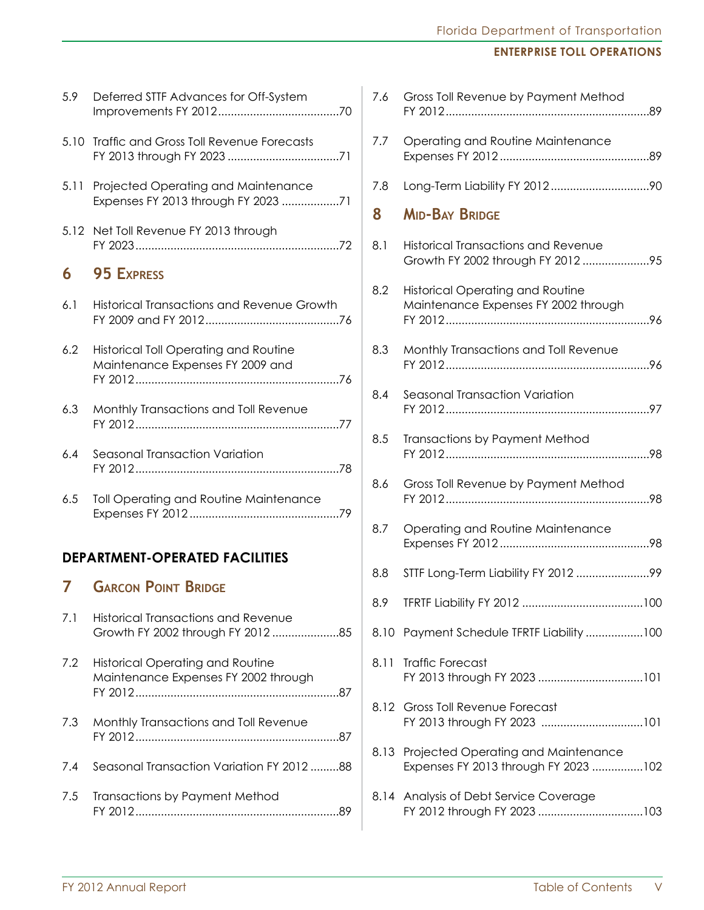5.9 Deferred STTF Advances for Off-System Improvements FY 2012 ......70

5.10 Traffic and Gross Toll Revenue Forecasts FY 2013 through FY 2023 ......71

5.11 Projected Operating and Maintenance Expenses FY 2013 through FY 2023 ......71

5.12 Net Toll Revenue FY 2013 through FY 2023 ......72

## 6 95 Express

6.1 Historical Transactions and Revenue Growth FY 2009 and FY 2012 ......76

6.2 Historical Toll Operating and Routine Maintenance Expenses FY 2009 and FY 2012 ......76

6.3 Monthly Transactions and Toll Revenue FY 2012 ......77

6.4 Seasonal Transaction Variation FY 2012 ......78

6.5 Toll Operating and Routine Maintenance Expenses FY 2012 ......79

# DEPARTMENT-OPERATED FACILITIES

## 7 Garcon Point Bridge

7.1 Historical Transactions and Revenue Growth FY 2002 through FY 2012 ......85

7.2 Historical Operating and Routine Maintenance Expenses FY 2002 through FY 2012 ......87

7.3 Monthly Transactions and Toll Revenue FY 2012 ......87

7.4 Seasonal Transaction Variation FY 2012 ......88

7.5 Transactions by Payment Method FY 2012 ......89

7.6 Gross Toll Revenue by Payment Method FY 2012 ......89

7.7 Operating and Routine Maintenance Expenses FY 2012 ......89

7.8 Long-Term Liability FY 2012 ......90

## 8 Mid-Bay Bridge

8.1 Historical Transactions and Revenue Growth FY 2002 through FY 2012 ......95

8.2 Historical Operating and Routine Maintenance Expenses FY 2002 through FY 2012 ......96

8.3 Monthly Transactions and Toll Revenue FY 2012 ......96

8.4 Seasonal Transaction Variation FY 2012 ......97

8.5 Transactions by Payment Method FY 2012 ......98

8.6 Gross Toll Revenue by Payment Method FY 2012 ......98

8.7 Operating and Routine Maintenance Expenses FY 2012 ......98

8.8 STTF Long-Term Liability FY 2012 ......99

8.9 TFRTF Liability FY 2012 ......100

8.10 Payment Schedule TFRTF Liability ......100

8.11 Traffic Forecast FY 2013 through FY 2023 ......101

8.12 Gross Toll Revenue Forecast FY 2013 through FY 2023 ......101

8.13 Projected Operating and Maintenance Expenses FY 2013 through FY 2023 ......102

8.14 Analysis of Debt Service Coverage FY 2012 through FY 2023 ......103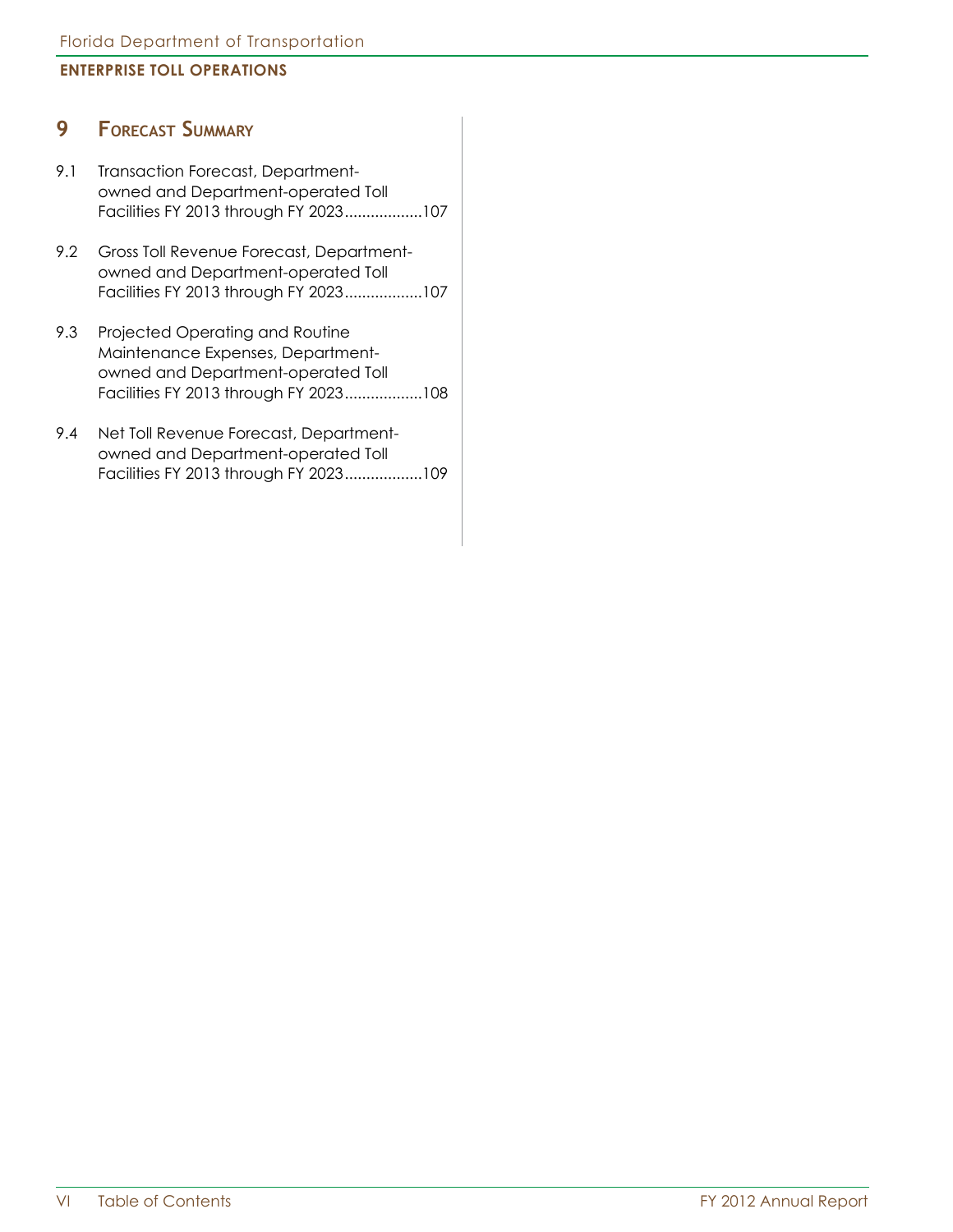# 9 Forecast Summary

9.1 Transaction Forecast, Department-owned and Department-operated Toll Facilities FY 2013 through FY 2023..................107

9.2 Gross Toll Revenue Forecast, Department-owned and Department-operated Toll Facilities FY 2013 through FY 2023..................107

9.3 Projected Operating and Routine Maintenance Expenses, Department-owned and Department-operated Toll Facilities FY 2013 through FY 2023..................108

9.4 Net Toll Revenue Forecast, Department-owned and Department-operated Toll Facilities FY 2013 through FY 2023..................109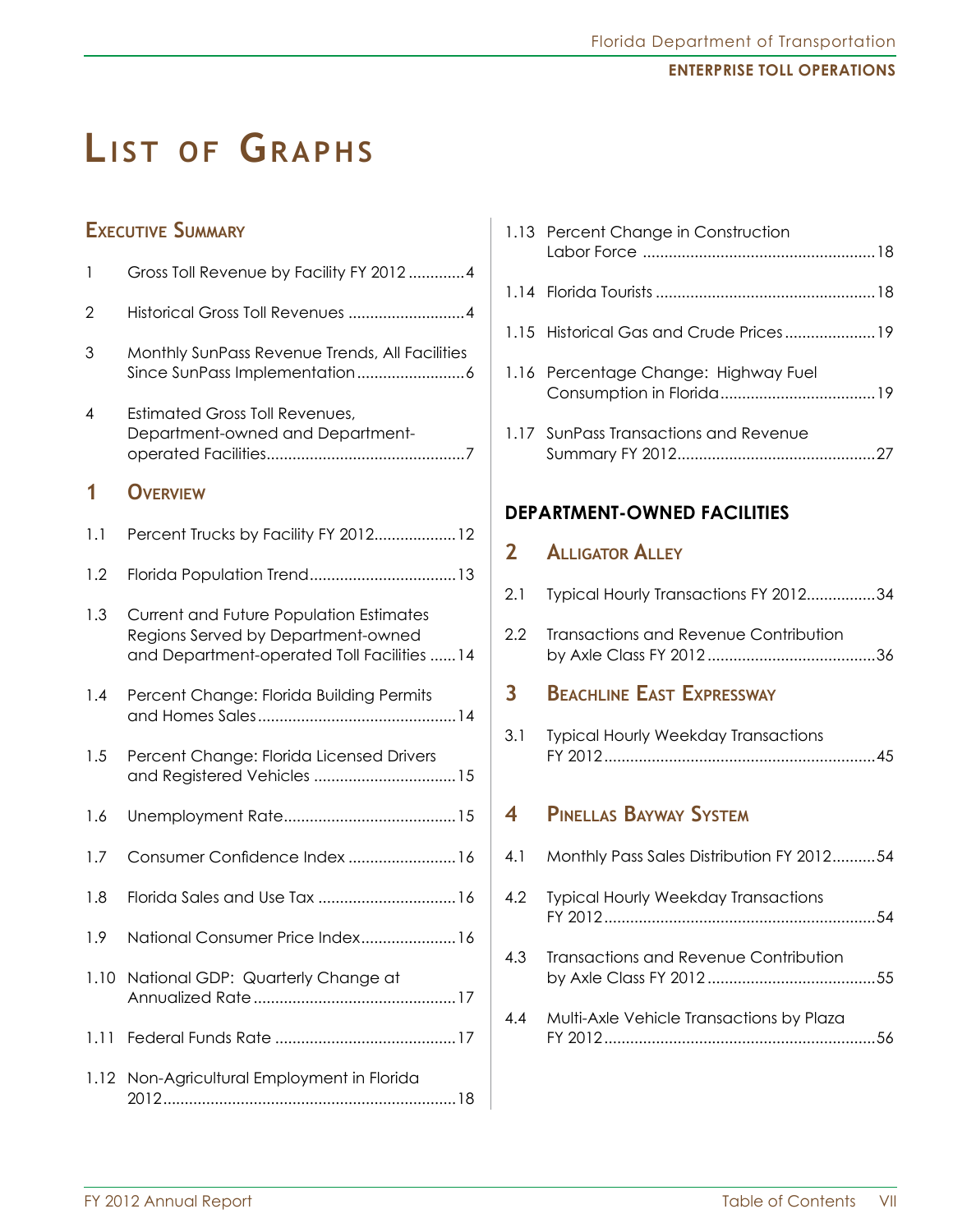# List of Graphs

## Executive Summary

1 Gross Toll Revenue by Facility FY 2012 .............4

2 Historical Gross Toll Revenues ...........................4

3 Monthly SunPass Revenue Trends, All Facilities Since SunPass Implementation .........................6

4 Estimated Gross Toll Revenues, Department-owned and Department-operated Facilities.............................................7

## 1 Overview

1.1 Percent Trucks by Facility FY 2012...................12

1.2 Florida Population Trend..................................13

1.3 Current and Future Population Estimates Regions Served by Department-owned and Department-operated Toll Facilities ......14

1.4 Percent Change: Florida Building Permits and Homes Sales..............................................14

1.5 Percent Change: Florida Licensed Drivers and Registered Vehicles .................................15

1.6 Unemployment Rate........................................15

1.7 Consumer Confidence Index .........................16

1.8 Florida Sales and Use Tax ................................16

1.9 National Consumer Price Index......................16

1.10 National GDP: Quarterly Change at Annualized Rate...............................................17

1.11 Federal Funds Rate ..........................................17

1.12 Non-Agricultural Employment in Florida 2012....................................................................18

1.13 Percent Change in Construction Labor Force ......................................................18

1.14 Florida Tourists ...................................................18

1.15 Historical Gas and Crude Prices.....................19

1.16 Percentage Change: Highway Fuel Consumption in Florida....................................19

1.17 SunPass Transactions and Revenue Summary FY 2012..............................................27

## DEPARTMENT-OWNED FACILITIES

## 2 Alligator Alley

2.1 Typical Hourly Transactions FY 2012................34

2.2 Transactions and Revenue Contribution by Axle Class FY 2012 .......................................36

## 3 Beachline East Expressway

3.1 Typical Hourly Weekday Transactions FY 2012...............................................................45

## 4 Pinellas Bayway System

4.1 Monthly Pass Sales Distribution FY 2012..........54

4.2 Typical Hourly Weekday Transactions FY 2012...............................................................54

4.3 Transactions and Revenue Contribution by Axle Class FY 2012 .......................................55

4.4 Multi-Axle Vehicle Transactions by Plaza FY 2012...............................................................56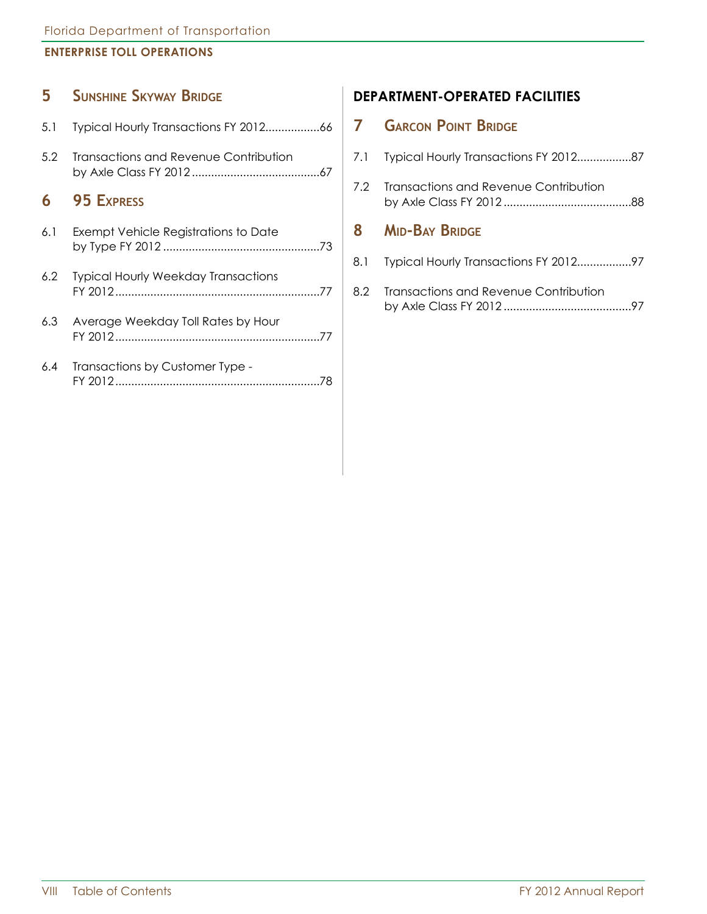## 5 Sunshine Skyway Bridge

5.1 Typical Hourly Transactions FY 2012.................66

5.2 Transactions and Revenue Contribution by Axle Class FY 2012........................................67

## 6 95 Express

6.1 Exempt Vehicle Registrations to Date by Type FY 2012.................................................73

6.2 Typical Hourly Weekday Transactions FY 2012................................................................77

6.3 Average Weekday Toll Rates by Hour FY 2012................................................................77

6.4 Transactions by Customer Type - FY 2012................................................................78

## DEPARTMENT-OPERATED FACILITIES

## 7 Garcon Point Bridge

7.1 Typical Hourly Transactions FY 2012.................87

7.2 Transactions and Revenue Contribution by Axle Class FY 2012........................................88

## 8 Mid-Bay Bridge

8.1 Typical Hourly Transactions FY 2012.................97

8.2 Transactions and Revenue Contribution by Axle Class FY 2012........................................97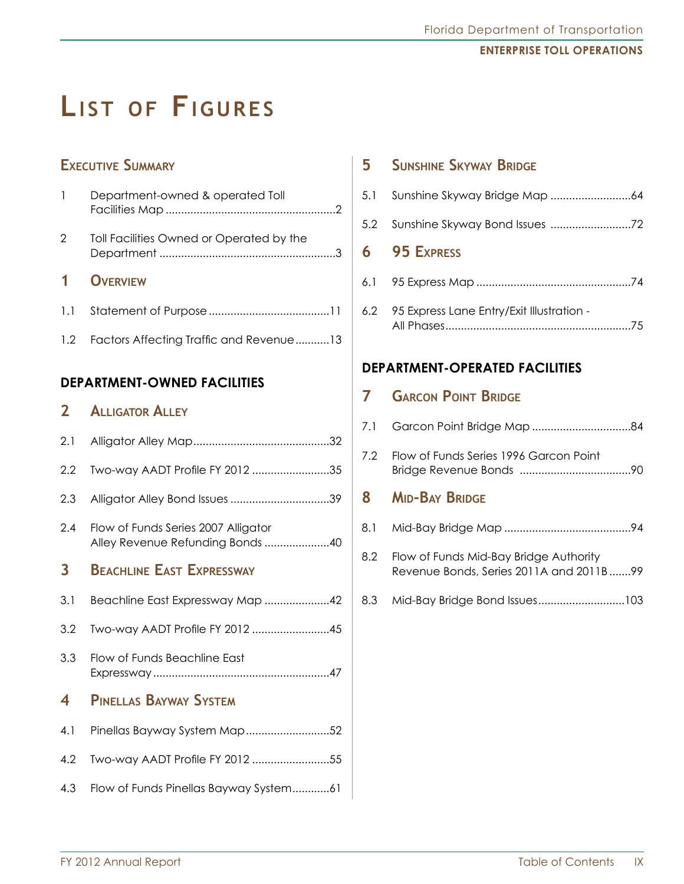# List of Figures

## Executive Summary

| | | |
|---|---|---|
| 1 | Department-owned & operated Toll Facilities Map | 2 |
| 2 | Toll Facilities Owned or Operated by the Department | 3 |

## 1 Overview

| | | |
|---|---|---|
| 1.1 | Statement of Purpose | 11 |
| 1.2 | Factors Affecting Traffic and Revenue | 13 |

## DEPARTMENT-OWNED FACILITIES

### 2 Alligator Alley

| | | |
|---|---|---|
| 2.1 | Alligator Alley Map | 32 |
| 2.2 | Two-way AADT Profile FY 2012 | 35 |
| 2.3 | Alligator Alley Bond Issues | 39 |
| 2.4 | Flow of Funds Series 2007 Alligator Alley Revenue Refunding Bonds | 40 |

### 3 Beachline East Expressway

| | | |
|---|---|---|
| 3.1 | Beachline East Expressway Map | 42 |
| 3.2 | Two-way AADT Profile FY 2012 | 45 |
| 3.3 | Flow of Funds Beachline East Expressway | 47 |

### 4 Pinellas Bayway System

| | | |
|---|---|---|
| 4.1 | Pinellas Bayway System Map | 52 |
| 4.2 | Two-way AADT Profile FY 2012 | 55 |
| 4.3 | Flow of Funds Pinellas Bayway System | 61 |

### 5 Sunshine Skyway Bridge

| | | |
|---|---|---|
| 5.1 | Sunshine Skyway Bridge Map | 64 |
| 5.2 | Sunshine Skyway Bond Issues | 72 |

### 6 95 Express

| | | |
|---|---|---|
| 6.1 | 95 Express Map | 74 |
| 6.2 | 95 Express Lane Entry/Exit Illustration - All Phases | 75 |

## DEPARTMENT-OPERATED FACILITIES

### 7 Garcon Point Bridge

| | | |
|---|---|---|
| 7.1 | Garcon Point Bridge Map | 84 |
| 7.2 | Flow of Funds Series 1996 Garcon Point Bridge Revenue Bonds | 90 |

### 8 Mid-Bay Bridge

| | | |
|---|---|---|
| 8.1 | Mid-Bay Bridge Map | 94 |
| 8.2 | Flow of Funds Mid-Bay Bridge Authority Revenue Bonds, Series 2011A and 2011B | 99 |
| 8.3 | Mid-Bay Bridge Bond Issues | 103 |